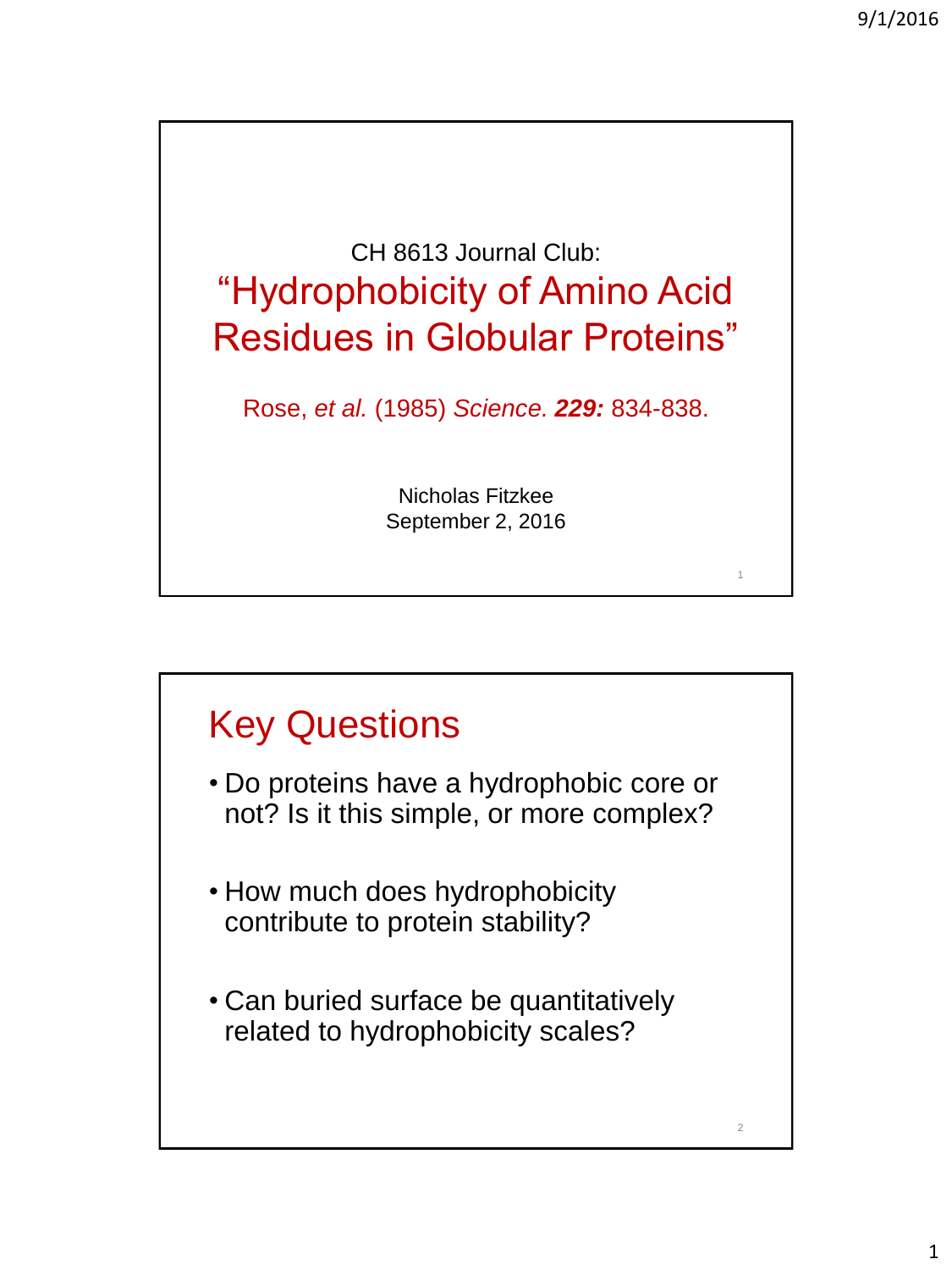CH 8613 Journal Club:

# "Hydrophobicity of Amino Acid Residues in Globular Proteins"

Rose, *et al.* (1985) *Science.* ***229:*** 834-838.

Nicholas Fitzkee
September 2, 2016

## Key Questions

- Do proteins have a hydrophobic core or not? Is it this simple, or more complex?
- How much does hydrophobicity contribute to protein stability?
- Can buried surface be quantitatively related to hydrophobicity scales?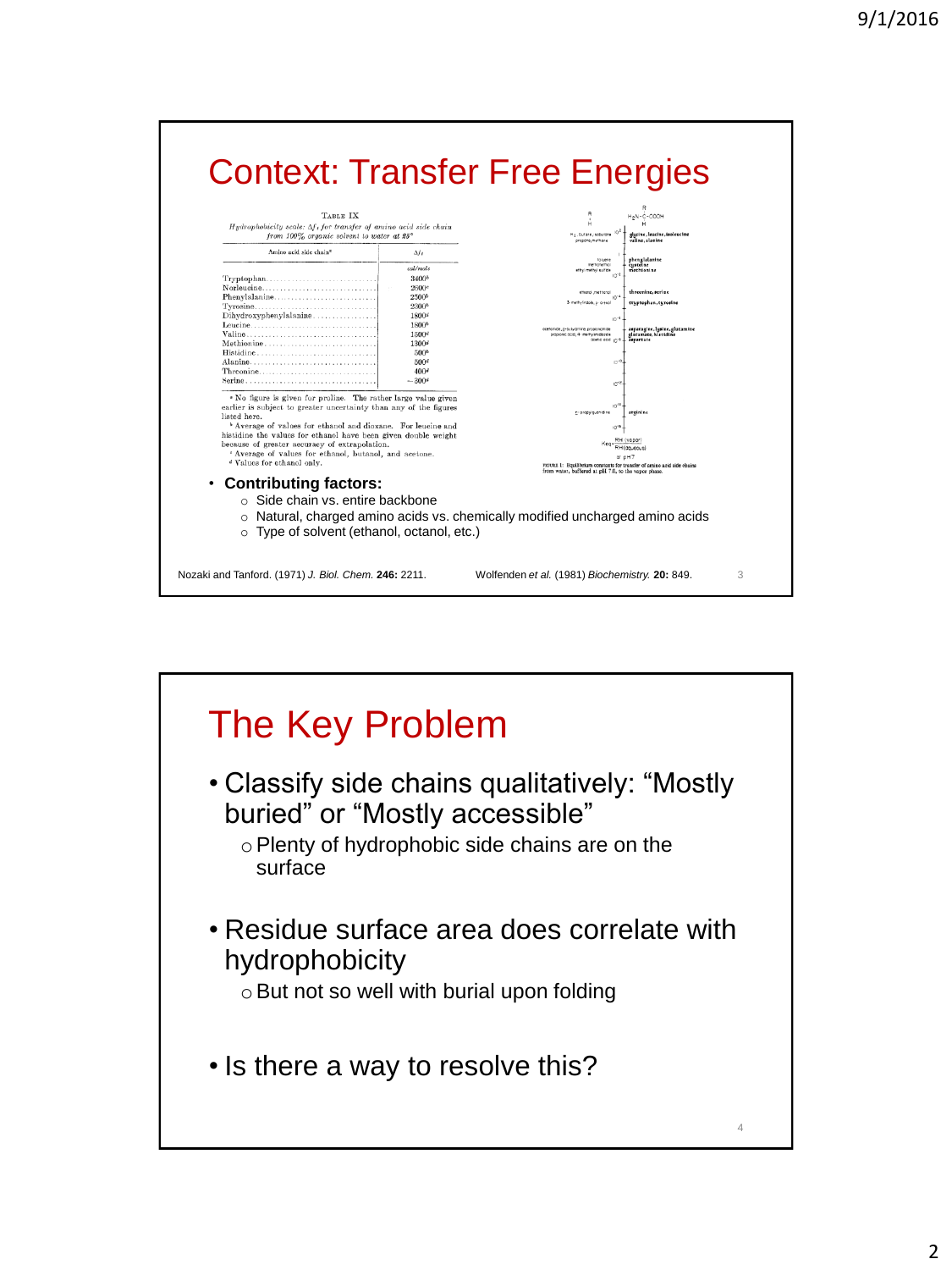# Context: Transfer Free Energies

TABLE IX

*Hydrophobicity scale: $\Delta f_t$ for transfer of amino acid side chain from 100% organic solvent to water at 25°*

| Amino acid side chain[a] | $\Delta f_t$ |
| --- | --- |
| | *cal/mole* |
| Tryptophan | 3400[b] |
| Norleucine | 2600[c] |
| Phenylalanine | 2500[b] |
| Tyrosine | 2300[b] |
| Dihydroxyphenylalanine | 1800[d] |
| Leucine | 1800[b] |
| Valine | 1500[d] |
| Methionine | 1300[d] |
| Histidine | 500[b] |
| Alanine | 500[d] |
| Threonine | 400[d] |
| Serine | −300[d] |

[a] No figure is given for proline. The rather large value given earlier is subject to greater uncertainty than any of the figures listed here.
[b] Average of values for ethanol and dioxane. For leucine and histidine the values for ethanol have been given double weight because of greater accuracy of extrapolation.
[c] Average of values for ethanol, butanol, and acetone.
[d] Values for ethanol only.

FIGURE 1: Equilibrium constants for transfer of amino acid side chains from water, buffered at pH 7.0, to the vapor phase.

- **Contributing factors:**
  - Side chain vs. entire backbone
  - Natural, charged amino acids vs. chemically modified uncharged amino acids
  - Type of solvent (ethanol, octanol, etc.)

Nozaki and Tanford. (1971) *J. Biol. Chem.* **246:** 2211.    Wolfenden *et al.* (1981) *Biochemistry.* **20:** 849.

# The Key Problem

- Classify side chains qualitatively: "Mostly buried" or "Mostly accessible"
  - Plenty of hydrophobic side chains are on the surface
- Residue surface area does correlate with hydrophobicity
  - But not so well with burial upon folding
- Is there a way to resolve this?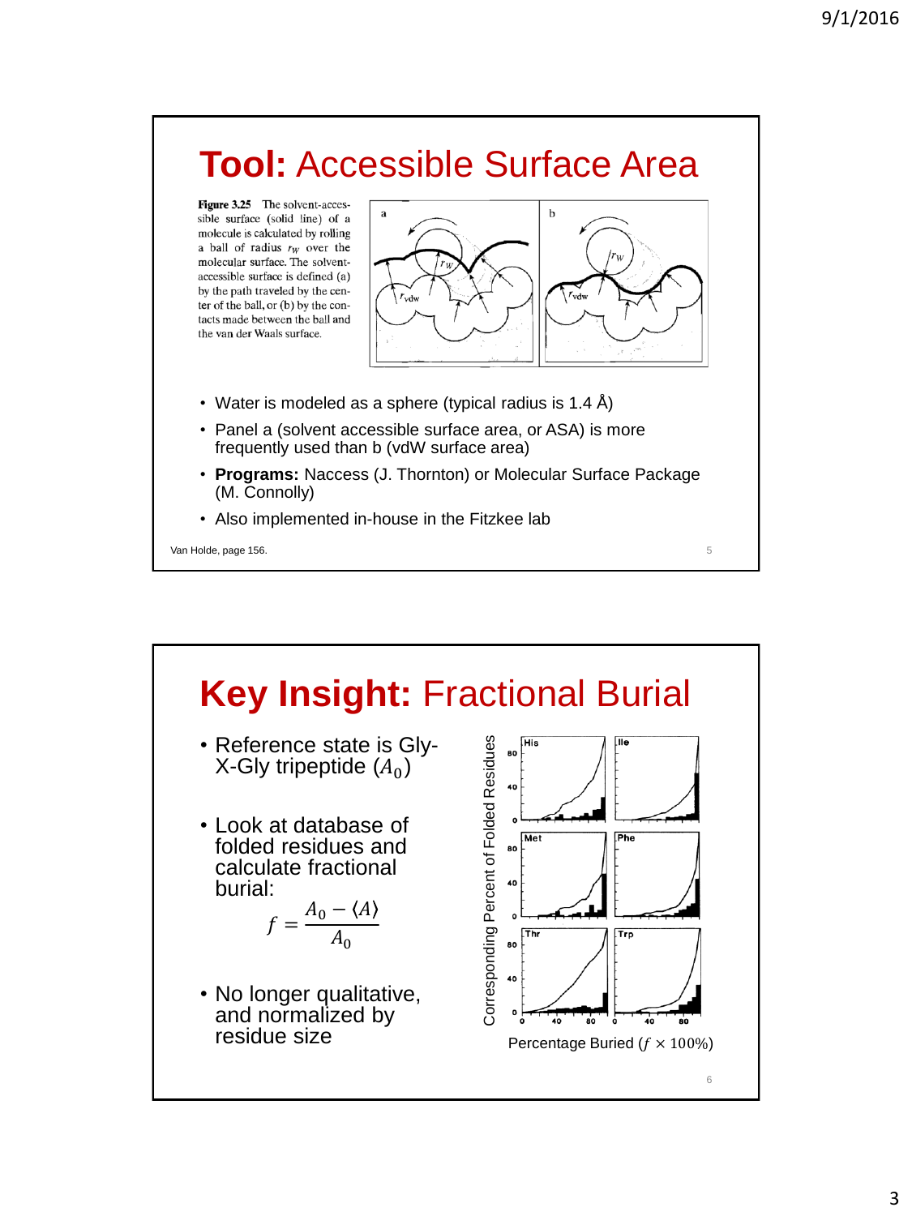## Tool: Accessible Surface Area

**Figure 3.25** The solvent-accessible surface (solid line) of a molecule is calculated by rolling a ball of radius $r_W$ over the molecular surface. The solvent-accessible surface is defined (a) by the path traveled by the center of the ball, or (b) by the contacts made between the ball and the van der Waals surface.

- Water is modeled as a sphere (typical radius is 1.4 Å)
- Panel a (solvent accessible surface area, or ASA) is more frequently used than b (vdW surface area)
- **Programs:** Naccess (J. Thornton) or Molecular Surface Package (M. Connolly)
- Also implemented in-house in the Fitzkee lab

Van Holde, page 156.

## Key Insight: Fractional Burial

- Reference state is Gly-X-Gly tripeptide ($A_0$)
- Look at database of folded residues and calculate fractional burial:

$$f = \frac{A_0 - \langle A \rangle}{A_0}$$

- No longer qualitative, and normalized by residue size

Corresponding Percent of Folded Residues

Percentage Buried ($f \times 100\%$)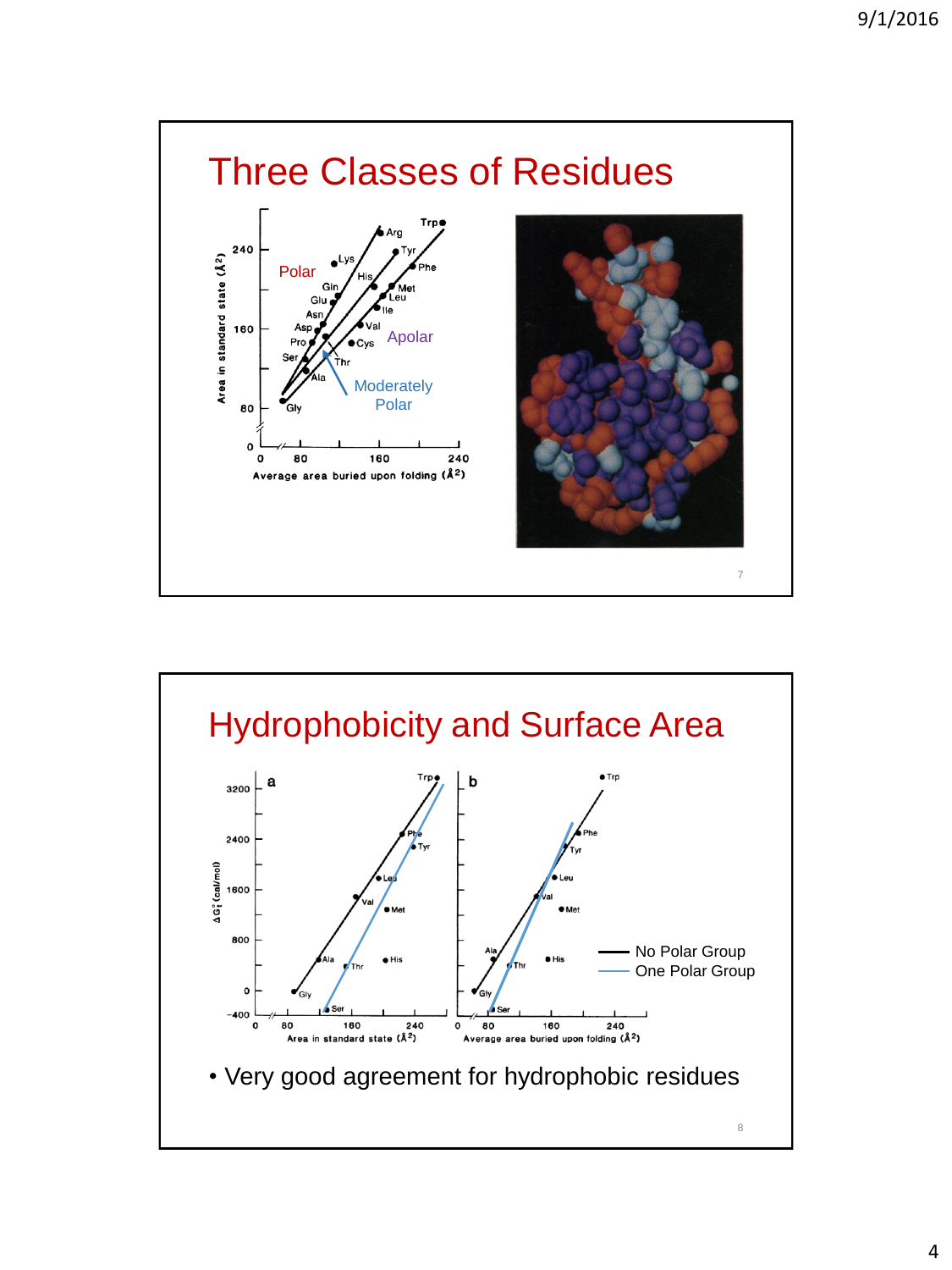## Three Classes of Residues

## Hydrophobicity and Surface Area

- Very good agreement for hydrophobic residues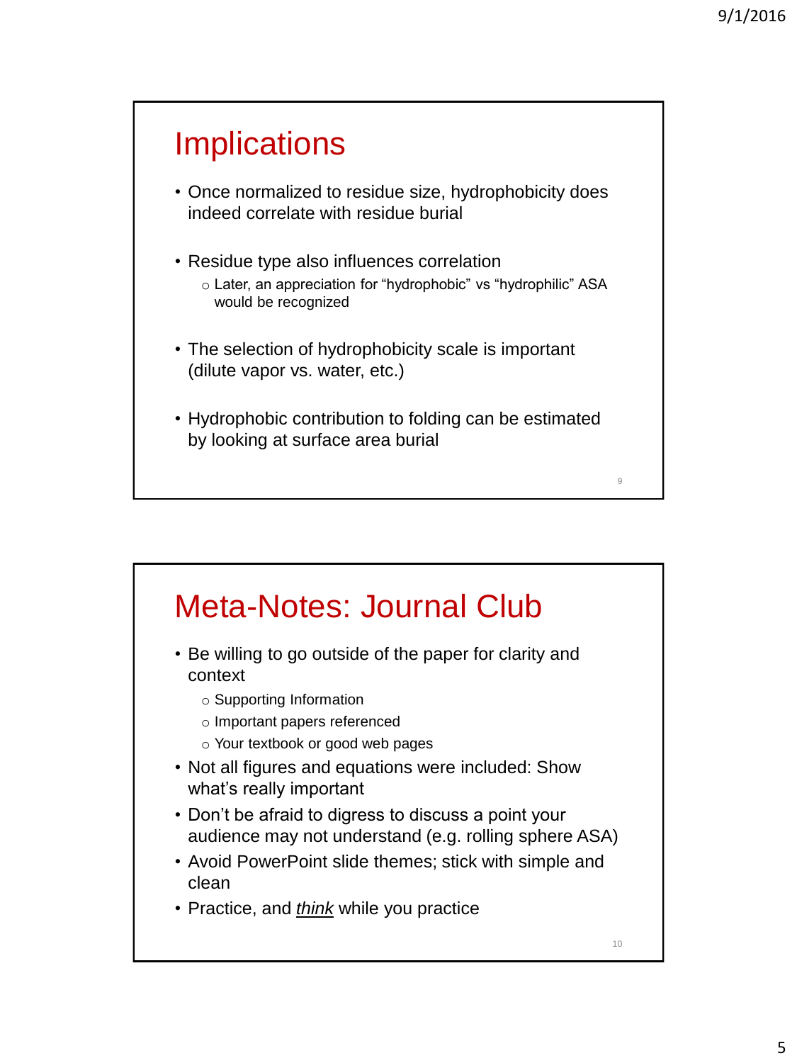## Implications

- Once normalized to residue size, hydrophobicity does indeed correlate with residue burial
- Residue type also influences correlation
  - Later, an appreciation for "hydrophobic" vs "hydrophilic" ASA would be recognized
- The selection of hydrophobicity scale is important (dilute vapor vs. water, etc.)
- Hydrophobic contribution to folding can be estimated by looking at surface area burial

## Meta-Notes: Journal Club

- Be willing to go outside of the paper for clarity and context
  - Supporting Information
  - Important papers referenced
  - Your textbook or good web pages
- Not all figures and equations were included: Show what's really important
- Don't be afraid to digress to discuss a point your audience may not understand (e.g. rolling sphere ASA)
- Avoid PowerPoint slide themes; stick with simple and clean
- Practice, and *think* while you practice